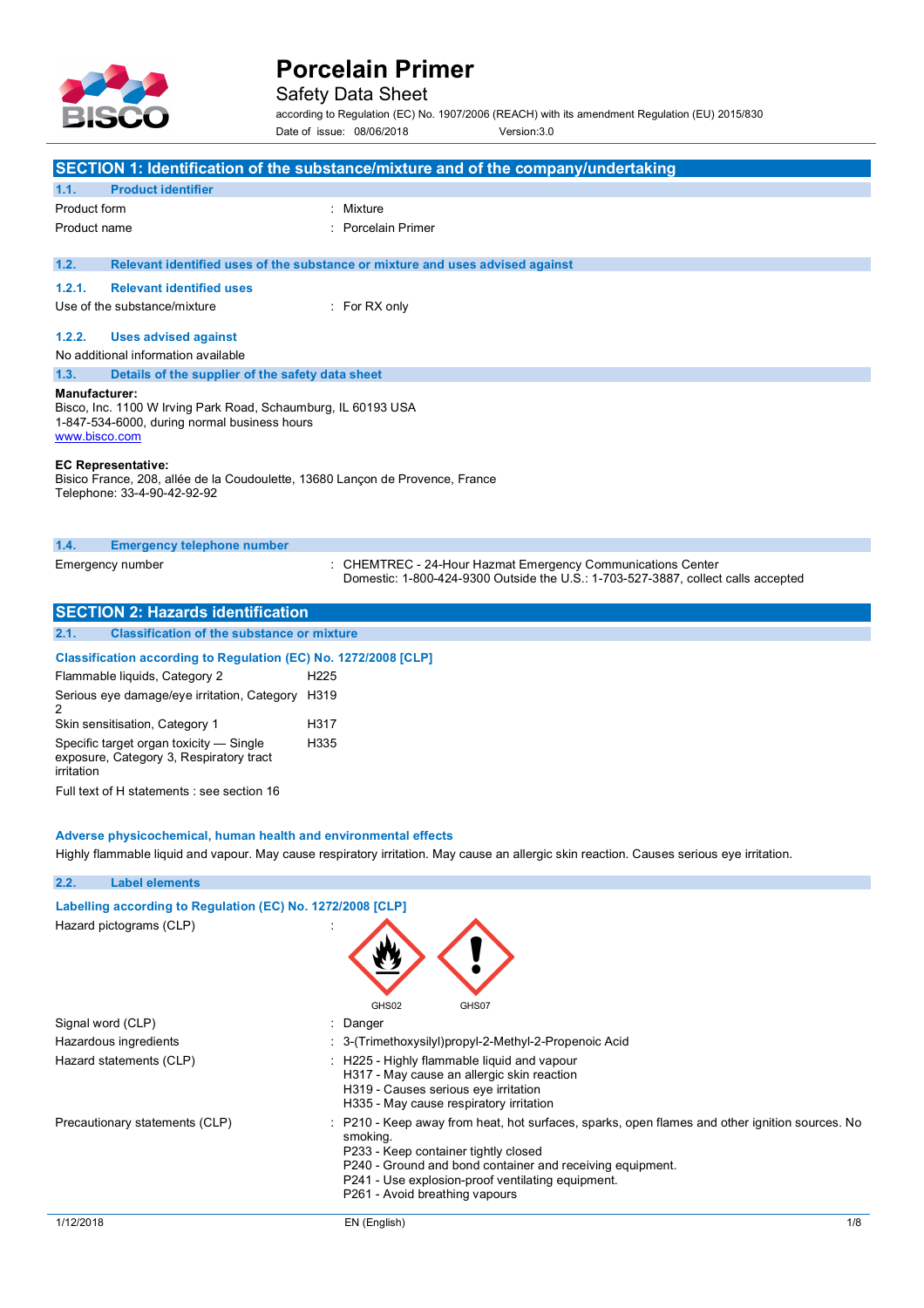# Porcelain Primer

Safety Data Sheet

according to Regulation (EC) No. 1907/2006 (REACH) with its amendment Regulation (EU) 2015/830

Date of issue: 08/06/2018 Version:3.0

## SECTION 1: Identification of the substance/mixture and of the company/undertaking

### 1.1. Product identifier

| | |
|---|---|
| Product form | : Mixture |
| Product name | : Porcelain Primer |

### 1.2. Relevant identified uses of the substance or mixture and uses advised against

#### 1.2.1. Relevant identified uses

| | |
|---|---|
| Use of the substance/mixture | : For RX only |

#### 1.2.2. Uses advised against

No additional information available

### 1.3. Details of the supplier of the safety data sheet

**Manufacturer:**
Bisco, Inc. 1100 W Irving Park Road, Schaumburg, IL 60193 USA
1-847-534-6000, during normal business hours
www.bisco.com

**EC Representative:**
Bisico France, 208, allée de la Coudoulette, 13680 Lançon de Provence, France
Telephone: 33-4-90-42-92-92

### 1.4. Emergency telephone number

| | |
|---|---|
| Emergency number | : CHEMTREC - 24-Hour Hazmat Emergency Communications Center<br>Domestic: 1-800-424-9300 Outside the U.S.: 1-703-527-3887, collect calls accepted |

## SECTION 2: Hazards identification

### 2.1. Classification of the substance or mixture

**Classification according to Regulation (EC) No. 1272/2008 [CLP]**

| | |
|---|---|
| Flammable liquids, Category 2 | H225 |
| Serious eye damage/eye irritation, Category 2 | H319 |
| Skin sensitisation, Category 1 | H317 |
| Specific target organ toxicity — Single exposure, Category 3, Respiratory tract irritation | H335 |

Full text of H statements : see section 16

**Adverse physicochemical, human health and environmental effects**

Highly flammable liquid and vapour. May cause respiratory irritation. May cause an allergic skin reaction. Causes serious eye irritation.

### 2.2. Label elements

**Labelling according to Regulation (EC) No. 1272/2008 [CLP]**

Hazard pictograms (CLP) :

GHS02 GHS07

| | |
|---|---|
| Signal word (CLP) | : Danger |
| Hazardous ingredients | : 3-(Trimethoxysilyl)propyl-2-Methyl-2-Propenoic Acid |
| Hazard statements (CLP) | : H225 - Highly flammable liquid and vapour<br>H317 - May cause an allergic skin reaction<br>H319 - Causes serious eye irritation<br>H335 - May cause respiratory irritation |
| Precautionary statements (CLP) | : P210 - Keep away from heat, hot surfaces, sparks, open flames and other ignition sources. No smoking.<br>P233 - Keep container tightly closed<br>P240 - Ground and bond container and receiving equipment.<br>P241 - Use explosion-proof ventilating equipment.<br>P261 - Avoid breathing vapours |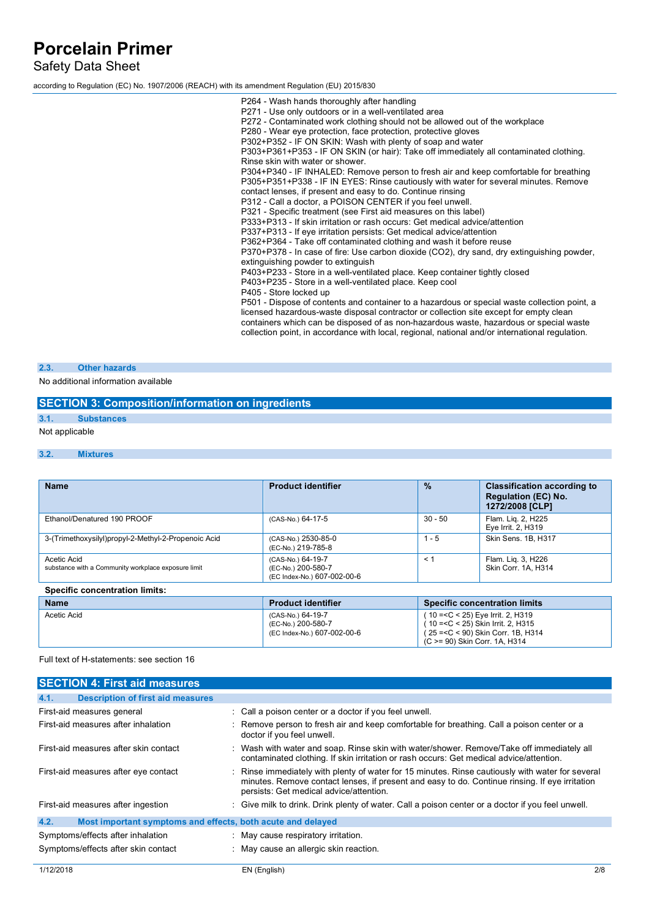P264 - Wash hands thoroughly after handling
P271 - Use only outdoors or in a well-ventilated area
P272 - Contaminated work clothing should not be allowed out of the workplace
P280 - Wear eye protection, face protection, protective gloves
P302+P352 - IF ON SKIN: Wash with plenty of soap and water
P303+P361+P353 - IF ON SKIN (or hair): Take off immediately all contaminated clothing. Rinse skin with water or shower.
P304+P340 - IF INHALED: Remove person to fresh air and keep comfortable for breathing
P305+P351+P338 - IF IN EYES: Rinse cautiously with water for several minutes. Remove contact lenses, if present and easy to do. Continue rinsing
P312 - Call a doctor, a POISON CENTER if you feel unwell.
P321 - Specific treatment (see First aid measures on this label)
P333+P313 - If skin irritation or rash occurs: Get medical advice/attention
P337+P313 - If eye irritation persists: Get medical advice/attention
P362+P364 - Take off contaminated clothing and wash it before reuse
P370+P378 - In case of fire: Use carbon dioxide (CO2), dry sand, dry extinguishing powder, extinguishing powder to extinguish
P403+P233 - Store in a well-ventilated place. Keep container tightly closed
P403+P235 - Store in a well-ventilated place. Keep cool
P405 - Store locked up
P501 - Dispose of contents and container to a hazardous or special waste collection point, a licensed hazardous-waste disposal contractor or collection site except for empty clean containers which can be disposed of as non-hazardous waste, hazardous or special waste collection point, in accordance with local, regional, national and/or international regulation.

### 2.3. Other hazards

No additional information available

## SECTION 3: Composition/information on ingredients

### 3.1. Substances

Not applicable

### 3.2. Mixtures

| Name | Product identifier | % | Classification according to Regulation (EC) No. 1272/2008 [CLP] |
|---|---|---|---|
| Ethanol/Denatured 190 PROOF | (CAS-No.) 64-17-5 | 30 - 50 | Flam. Liq. 2, H225<br>Eye Irrit. 2, H319 |
| 3-(Trimethoxysilyl)propyl-2-Methyl-2-Propenoic Acid | (CAS-No.) 2530-85-0<br>(EC-No.) 219-785-8 | 1 - 5 | Skin Sens. 1B, H317 |
| Acetic Acid<br>substance with a Community workplace exposure limit | (CAS-No.) 64-19-7<br>(EC-No.) 200-580-7<br>(EC Index-No.) 607-002-00-6 | < 1 | Flam. Liq. 3, H226<br>Skin Corr. 1A, H314 |

**Specific concentration limits:**

| Name | Product identifier | Specific concentration limits |
|---|---|---|
| Acetic Acid | (CAS-No.) 64-19-7<br>(EC-No.) 200-580-7<br>(EC Index-No.) 607-002-00-6 | ( 10 =<C < 25) Eye Irrit. 2, H319<br>( 10 =<C < 25) Skin Irrit. 2, H315<br>( 25 =<C < 90) Skin Corr. 1B, H314<br>(C >= 90) Skin Corr. 1A, H314 |

Full text of H-statements: see section 16

## SECTION 4: First aid measures

### 4.1. Description of first aid measures

| | |
|---|---|
| First-aid measures general | : Call a poison center or a doctor if you feel unwell. |
| First-aid measures after inhalation | : Remove person to fresh air and keep comfortable for breathing. Call a poison center or a doctor if you feel unwell. |
| First-aid measures after skin contact | : Wash with water and soap. Rinse skin with water/shower. Remove/Take off immediately all contaminated clothing. If skin irritation or rash occurs: Get medical advice/attention. |
| First-aid measures after eye contact | : Rinse immediately with plenty of water for 15 minutes. Rinse cautiously with water for several minutes. Remove contact lenses, if present and easy to do. Continue rinsing. If eye irritation persists: Get medical advice/attention. |
| First-aid measures after ingestion | : Give milk to drink. Drink plenty of water. Call a poison center or a doctor if you feel unwell. |

### 4.2. Most important symptoms and effects, both acute and delayed

| | |
|---|---|
| Symptoms/effects after inhalation | : May cause respiratory irritation. |
| Symptoms/effects after skin contact | : May cause an allergic skin reaction. |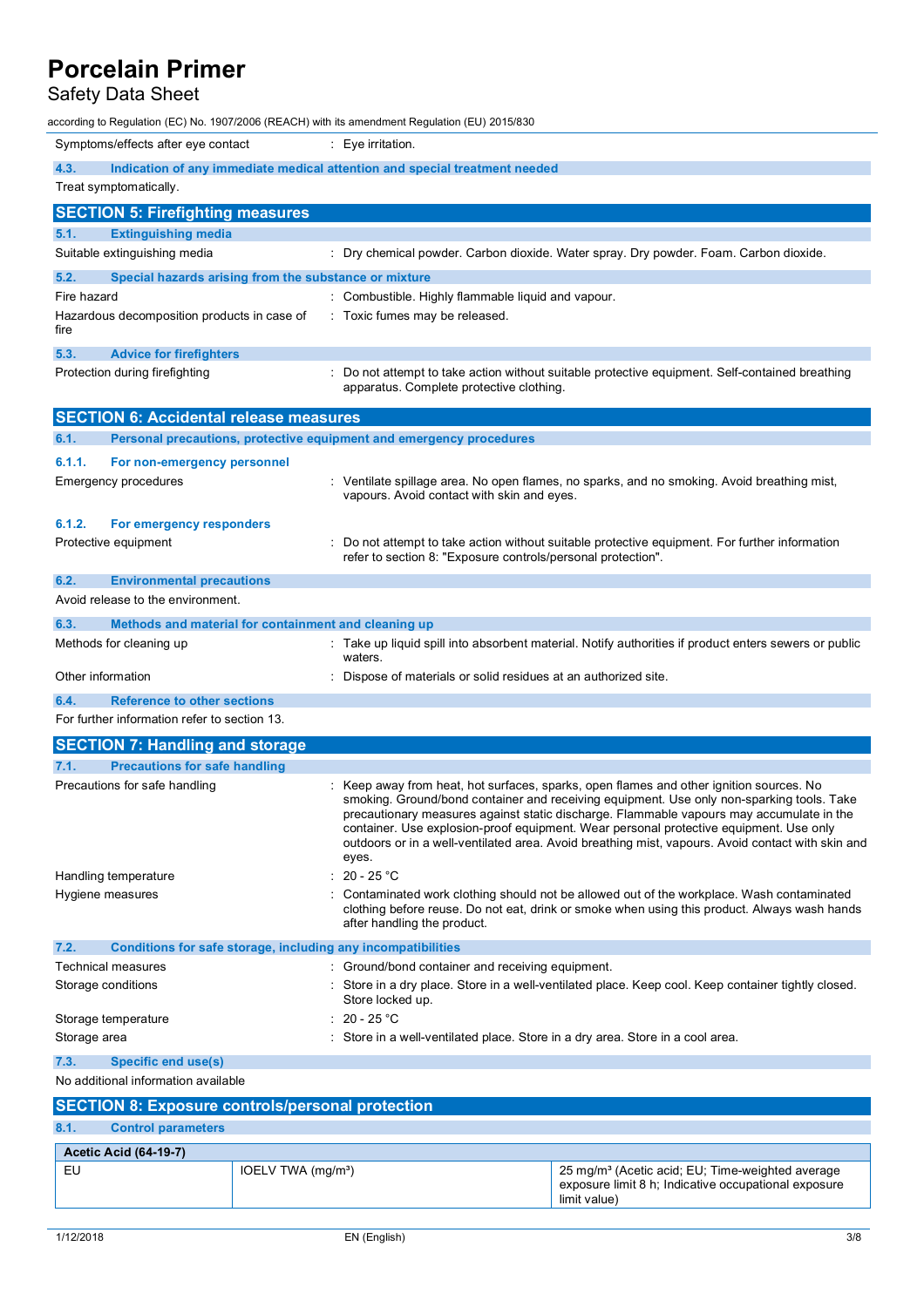Symptoms/effects after eye contact : Eye irritation.

### 4.3. Indication of any immediate medical attention and special treatment needed

Treat symptomatically.

## SECTION 5: Firefighting measures

### 5.1. Extinguishing media

Suitable extinguishing media : Dry chemical powder. Carbon dioxide. Water spray. Dry powder. Foam. Carbon dioxide.

### 5.2. Special hazards arising from the substance or mixture

Fire hazard : Combustible. Highly flammable liquid and vapour.

Hazardous decomposition products in case of fire : Toxic fumes may be released.

### 5.3. Advice for firefighters

Protection during firefighting : Do not attempt to take action without suitable protective equipment. Self-contained breathing apparatus. Complete protective clothing.

## SECTION 6: Accidental release measures

### 6.1. Personal precautions, protective equipment and emergency procedures

#### 6.1.1. For non-emergency personnel

Emergency procedures : Ventilate spillage area. No open flames, no sparks, and no smoking. Avoid breathing mist, vapours. Avoid contact with skin and eyes.

#### 6.1.2. For emergency responders

Protective equipment : Do not attempt to take action without suitable protective equipment. For further information refer to section 8: "Exposure controls/personal protection".

### 6.2. Environmental precautions

Avoid release to the environment.

### 6.3. Methods and material for containment and cleaning up

Methods for cleaning up : Take up liquid spill into absorbent material. Notify authorities if product enters sewers or public waters.

Other information : Dispose of materials or solid residues at an authorized site.

### 6.4. Reference to other sections

For further information refer to section 13.

## SECTION 7: Handling and storage

### 7.1. Precautions for safe handling

Precautions for safe handling : Keep away from heat, hot surfaces, sparks, open flames and other ignition sources. No smoking. Ground/bond container and receiving equipment. Use only non-sparking tools. Take precautionary measures against static discharge. Flammable vapours may accumulate in the container. Use explosion-proof equipment. Wear personal protective equipment. Use only outdoors or in a well-ventilated area. Avoid breathing mist, vapours. Avoid contact with skin and eyes.

Handling temperature : 20 - 25 °C

Hygiene measures : Contaminated work clothing should not be allowed out of the workplace. Wash contaminated clothing before reuse. Do not eat, drink or smoke when using this product. Always wash hands after handling the product.

### 7.2. Conditions for safe storage, including any incompatibilities

Technical measures : Ground/bond container and receiving equipment.

Storage conditions : Store in a dry place. Store in a well-ventilated place. Keep cool. Keep container tightly closed. Store locked up.

Storage temperature : 20 - 25 °C

Storage area : Store in a well-ventilated place. Store in a dry area. Store in a cool area.

### 7.3. Specific end use(s)

No additional information available

## SECTION 8: Exposure controls/personal protection

### 8.1. Control parameters

| **Acetic Acid (64-19-7)** | | |
|---|---|---|
| EU | IOELV TWA (mg/m³) | 25 mg/m³ (Acetic acid; EU; Time-weighted average exposure limit 8 h; Indicative occupational exposure limit value) |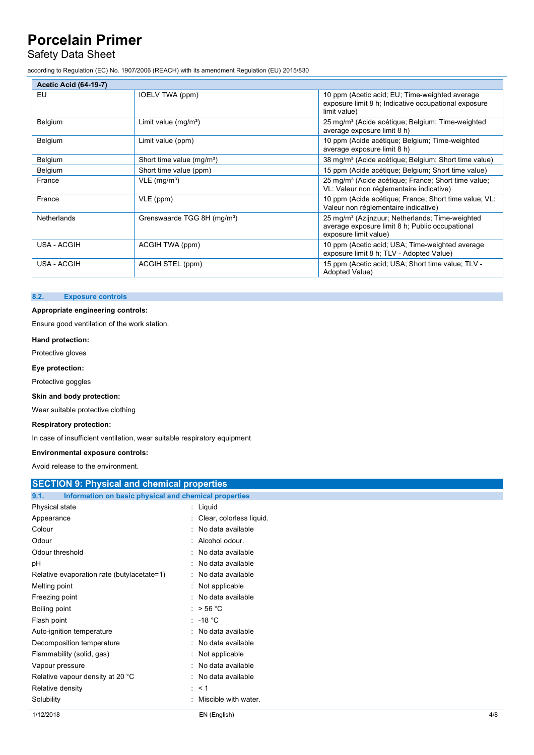| Acetic Acid (64-19-7) | | |
|---|---|---|
| EU | IOELV TWA (ppm) | 10 ppm (Acetic acid; EU; Time-weighted average exposure limit 8 h; Indicative occupational exposure limit value) |
| Belgium | Limit value (mg/m³) | 25 mg/m³ (Acide acétique; Belgium; Time-weighted average exposure limit 8 h) |
| Belgium | Limit value (ppm) | 10 ppm (Acide acétique; Belgium; Time-weighted average exposure limit 8 h) |
| Belgium | Short time value (mg/m³) | 38 mg/m³ (Acide acétique; Belgium; Short time value) |
| Belgium | Short time value (ppm) | 15 ppm (Acide acétique; Belgium; Short time value) |
| France | VLE (mg/m³) | 25 mg/m³ (Acide acétique; France; Short time value; VL: Valeur non réglementaire indicative) |
| France | VLE (ppm) | 10 ppm (Acide acétique; France; Short time value; VL: Valeur non réglementaire indicative) |
| Netherlands | Grenswaarde TGG 8H (mg/m³) | 25 mg/m³ (Azijnzuur; Netherlands; Time-weighted average exposure limit 8 h; Public occupational exposure limit value) |
| USA - ACGIH | ACGIH TWA (ppm) | 10 ppm (Acetic acid; USA; Time-weighted average exposure limit 8 h; TLV - Adopted Value) |
| USA - ACGIH | ACGIH STEL (ppm) | 15 ppm (Acetic acid; USA; Short time value; TLV - Adopted Value) |

### 8.2. Exposure controls

**Appropriate engineering controls:**

Ensure good ventilation of the work station.

**Hand protection:**

Protective gloves

**Eye protection:**

Protective goggles

**Skin and body protection:**

Wear suitable protective clothing

**Respiratory protection:**

In case of insufficient ventilation, wear suitable respiratory equipment

**Environmental exposure controls:**

Avoid release to the environment.

## SECTION 9: Physical and chemical properties

### 9.1. Information on basic physical and chemical properties

| | |
|---|---|
| Physical state | : Liquid |
| Appearance | : Clear, colorless liquid. |
| Colour | : No data available |
| Odour | : Alcohol odour. |
| Odour threshold | : No data available |
| pH | : No data available |
| Relative evaporation rate (butylacetate=1) | : No data available |
| Melting point | : Not applicable |
| Freezing point | : No data available |
| Boiling point | : > 56 °C |
| Flash point | : -18 °C |
| Auto-ignition temperature | : No data available |
| Decomposition temperature | : No data available |
| Flammability (solid, gas) | : Not applicable |
| Vapour pressure | : No data available |
| Relative vapour density at 20 °C | : No data available |
| Relative density | : < 1 |
| Solubility | : Miscible with water. |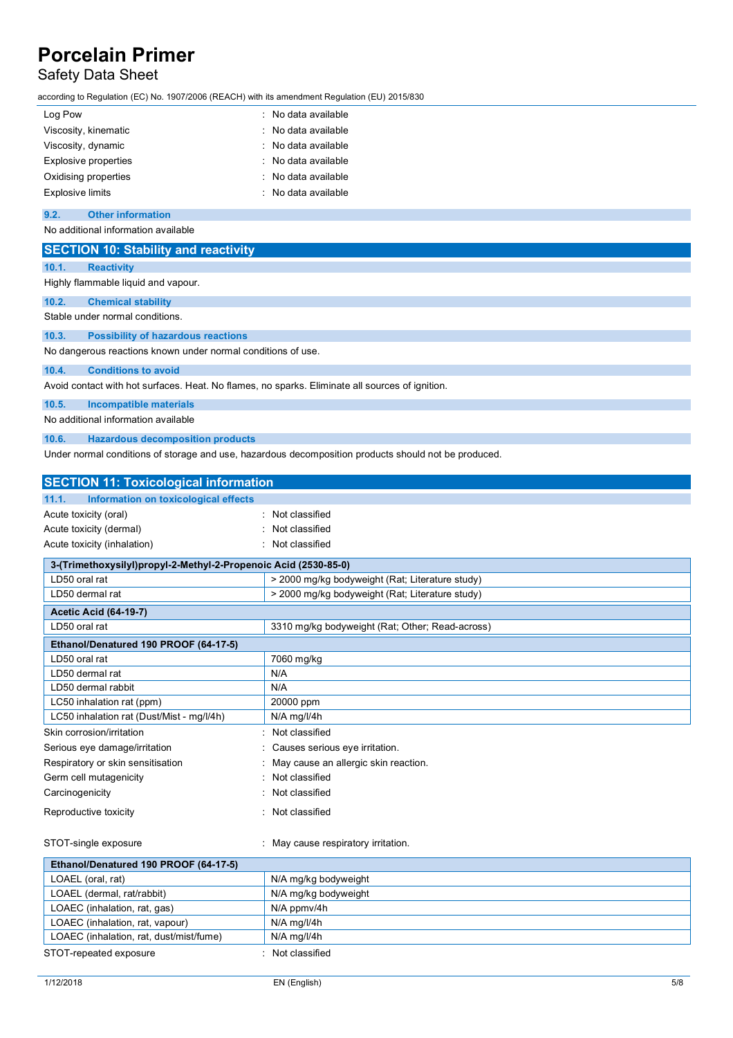| | |
|---|---|
| Log Pow | : No data available |
| Viscosity, kinematic | : No data available |
| Viscosity, dynamic | : No data available |
| Explosive properties | : No data available |
| Oxidising properties | : No data available |
| Explosive limits | : No data available |

### 9.2. Other information

No additional information available

## SECTION 10: Stability and reactivity

### 10.1. Reactivity

Highly flammable liquid and vapour.

### 10.2. Chemical stability

Stable under normal conditions.

### 10.3. Possibility of hazardous reactions

No dangerous reactions known under normal conditions of use.

### 10.4. Conditions to avoid

Avoid contact with hot surfaces. Heat. No flames, no sparks. Eliminate all sources of ignition.

### 10.5. Incompatible materials

No additional information available

### 10.6. Hazardous decomposition products

Under normal conditions of storage and use, hazardous decomposition products should not be produced.

## SECTION 11: Toxicological information

### 11.1. Information on toxicological effects

| | |
|---|---|
| Acute toxicity (oral) | : Not classified |
| Acute toxicity (dermal) | : Not classified |
| Acute toxicity (inhalation) | : Not classified |

| 3-(Trimethoxysilyl)propyl-2-Methyl-2-Propenoic Acid (2530-85-0) | |
|---|---|
| LD50 oral rat | > 2000 mg/kg bodyweight (Rat; Literature study) |
| LD50 dermal rat | > 2000 mg/kg bodyweight (Rat; Literature study) |
| **Acetic Acid (64-19-7)** | |
| LD50 oral rat | 3310 mg/kg bodyweight (Rat; Other; Read-across) |
| **Ethanol/Denatured 190 PROOF (64-17-5)** | |
| LD50 oral rat | 7060 mg/kg |
| LD50 dermal rat | N/A |
| LD50 dermal rabbit | N/A |
| LC50 inhalation rat (ppm) | 20000 ppm |
| LC50 inhalation rat (Dust/Mist - mg/l/4h) | N/A mg/l/4h |

| | |
|---|---|
| Skin corrosion/irritation | : Not classified |
| Serious eye damage/irritation | : Causes serious eye irritation. |
| Respiratory or skin sensitisation | : May cause an allergic skin reaction. |
| Germ cell mutagenicity | : Not classified |
| Carcinogenicity | : Not classified |
| Reproductive toxicity | : Not classified |
| STOT-single exposure | : May cause respiratory irritation. |

| Ethanol/Denatured 190 PROOF (64-17-5) | |
|---|---|
| LOAEL (oral, rat) | N/A mg/kg bodyweight |
| LOAEL (dermal, rat/rabbit) | N/A mg/kg bodyweight |
| LOAEC (inhalation, rat, gas) | N/A ppmv/4h |
| LOAEC (inhalation, rat, vapour) | N/A mg/l/4h |
| LOAEC (inhalation, rat, dust/mist/fume) | N/A mg/l/4h |

| | |
|---|---|
| STOT-repeated exposure | : Not classified |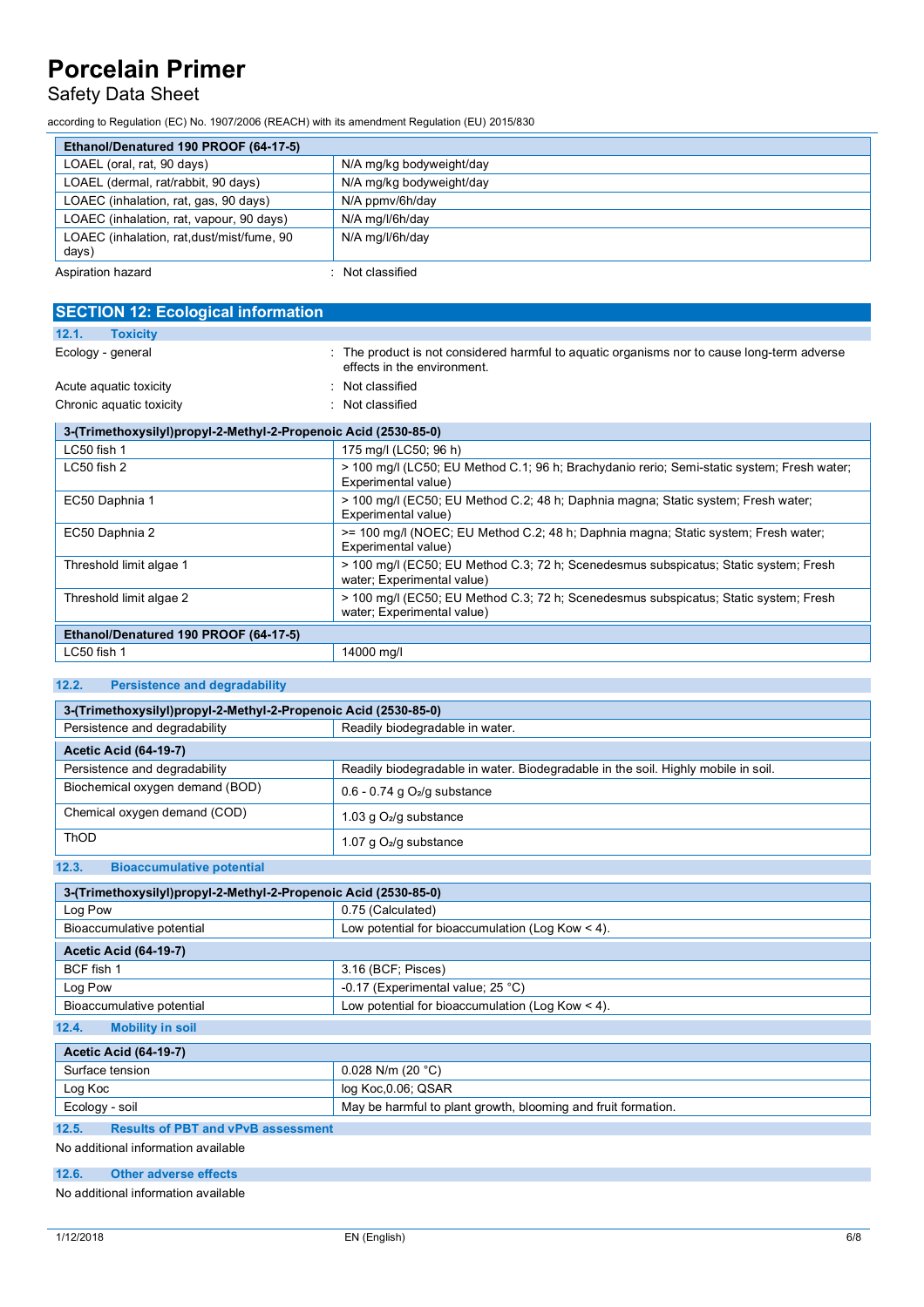| Ethanol/Denatured 190 PROOF (64-17-5) | |
|---|---|
| LOAEL (oral, rat, 90 days) | N/A mg/kg bodyweight/day |
| LOAEL (dermal, rat/rabbit, 90 days) | N/A mg/kg bodyweight/day |
| LOAEC (inhalation, rat, gas, 90 days) | N/A ppmv/6h/day |
| LOAEC (inhalation, rat, vapour, 90 days) | N/A mg/l/6h/day |
| LOAEC (inhalation, rat,dust/mist/fume, 90 days) | N/A mg/l/6h/day |

Aspiration hazard : Not classified

## SECTION 12: Ecological information

### 12.1. Toxicity

Ecology - general : The product is not considered harmful to aquatic organisms nor to cause long-term adverse effects in the environment.

Acute aquatic toxicity : Not classified

Chronic aquatic toxicity : Not classified

| 3-(Trimethoxysilyl)propyl-2-Methyl-2-Propenoic Acid (2530-85-0) | |
|---|---|
| LC50 fish 1 | 175 mg/l (LC50; 96 h) |
| LC50 fish 2 | > 100 mg/l (LC50; EU Method C.1; 96 h; Brachydanio rerio; Semi-static system; Fresh water; Experimental value) |
| EC50 Daphnia 1 | > 100 mg/l (EC50; EU Method C.2; 48 h; Daphnia magna; Static system; Fresh water; Experimental value) |
| EC50 Daphnia 2 | >= 100 mg/l (NOEC; EU Method C.2; 48 h; Daphnia magna; Static system; Fresh water; Experimental value) |
| Threshold limit algae 1 | > 100 mg/l (EC50; EU Method C.3; 72 h; Scenedesmus subspicatus; Static system; Fresh water; Experimental value) |
| Threshold limit algae 2 | > 100 mg/l (EC50; EU Method C.3; 72 h; Scenedesmus subspicatus; Static system; Fresh water; Experimental value) |
| **Ethanol/Denatured 190 PROOF (64-17-5)** | |
| LC50 fish 1 | 14000 mg/l |

### 12.2. Persistence and degradability

| 3-(Trimethoxysilyl)propyl-2-Methyl-2-Propenoic Acid (2530-85-0) | |
|---|---|
| Persistence and degradability | Readily biodegradable in water. |
| **Acetic Acid (64-19-7)** | |
| Persistence and degradability | Readily biodegradable in water. Biodegradable in the soil. Highly mobile in soil. |
| Biochemical oxygen demand (BOD) | 0.6 - 0.74 g $O_2$/g substance |
| Chemical oxygen demand (COD) | 1.03 g $O_2$/g substance |
| ThOD | 1.07 g $O_2$/g substance |

### 12.3. Bioaccumulative potential

| 3-(Trimethoxysilyl)propyl-2-Methyl-2-Propenoic Acid (2530-85-0) | |
|---|---|
| Log Pow | 0.75 (Calculated) |
| Bioaccumulative potential | Low potential for bioaccumulation (Log Kow < 4). |
| **Acetic Acid (64-19-7)** | |
| BCF fish 1 | 3.16 (BCF; Pisces) |
| Log Pow | -0.17 (Experimental value; 25 °C) |
| Bioaccumulative potential | Low potential for bioaccumulation (Log Kow < 4). |

### 12.4. Mobility in soil

| Acetic Acid (64-19-7) | |
|---|---|
| Surface tension | 0.028 N/m (20 °C) |
| Log Koc | log Koc,0.06; QSAR |
| Ecology - soil | May be harmful to plant growth, blooming and fruit formation. |

### 12.5. Results of PBT and vPvB assessment

No additional information available

### 12.6. Other adverse effects

No additional information available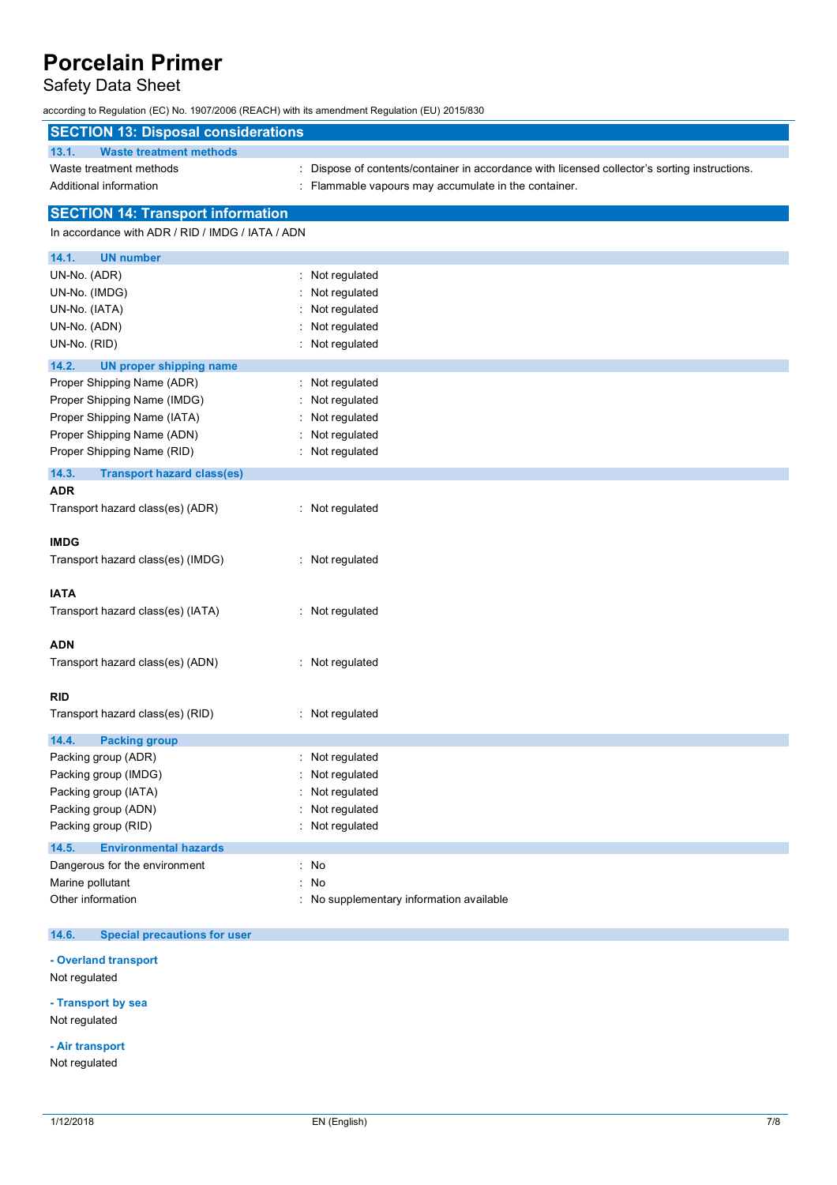## SECTION 13: Disposal considerations

### 13.1. Waste treatment methods

| | |
|---|---|
| Waste treatment methods | : Dispose of contents/container in accordance with licensed collector's sorting instructions. |
| Additional information | : Flammable vapours may accumulate in the container. |

## SECTION 14: Transport information

In accordance with ADR / RID / IMDG / IATA / ADN

### 14.1. UN number

| | |
|---|---|
| UN-No. (ADR) | : Not regulated |
| UN-No. (IMDG) | : Not regulated |
| UN-No. (IATA) | : Not regulated |
| UN-No. (ADN) | : Not regulated |
| UN-No. (RID) | : Not regulated |

### 14.2. UN proper shipping name

| | |
|---|---|
| Proper Shipping Name (ADR) | : Not regulated |
| Proper Shipping Name (IMDG) | : Not regulated |
| Proper Shipping Name (IATA) | : Not regulated |
| Proper Shipping Name (ADN) | : Not regulated |
| Proper Shipping Name (RID) | : Not regulated |

### 14.3. Transport hazard class(es)

**ADR**

Transport hazard class(es) (ADR) : Not regulated

**IMDG**

Transport hazard class(es) (IMDG) : Not regulated

**IATA**

Transport hazard class(es) (IATA) : Not regulated

**ADN**

Transport hazard class(es) (ADN) : Not regulated

**RID**

Transport hazard class(es) (RID) : Not regulated

### 14.4. Packing group

| | |
|---|---|
| Packing group (ADR) | : Not regulated |
| Packing group (IMDG) | : Not regulated |
| Packing group (IATA) | : Not regulated |
| Packing group (ADN) | : Not regulated |
| Packing group (RID) | : Not regulated |

### 14.5. Environmental hazards

| | |
|---|---|
| Dangerous for the environment | : No |
| Marine pollutant | : No |
| Other information | : No supplementary information available |

### 14.6. Special precautions for user

**- Overland transport**

Not regulated

**- Transport by sea**

Not regulated

**- Air transport**

Not regulated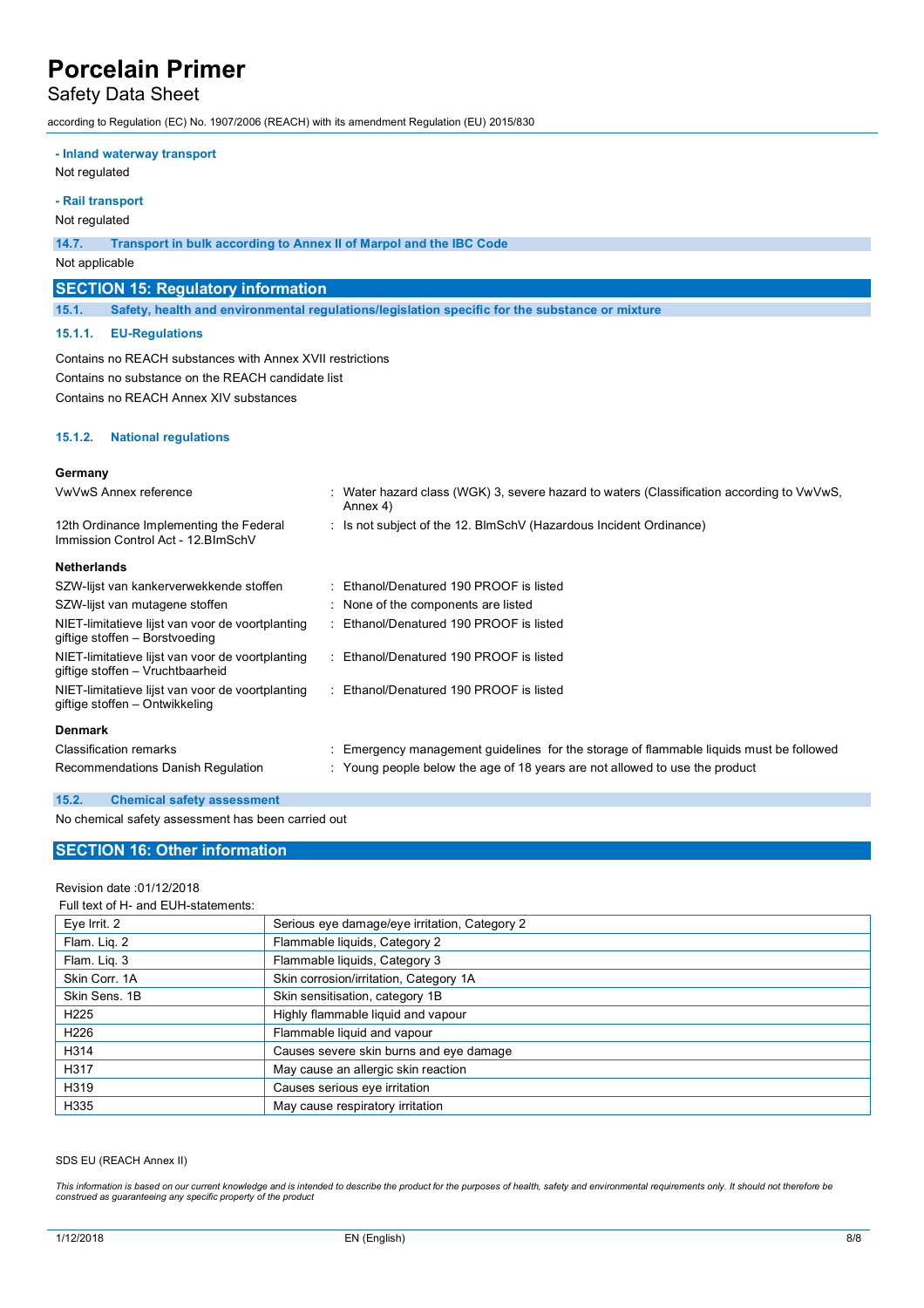#### - Inland waterway transport

Not regulated

#### - Rail transport

Not regulated

### 14.7. Transport in bulk according to Annex II of Marpol and the IBC Code

Not applicable

## SECTION 15: Regulatory information

### 15.1. Safety, health and environmental regulations/legislation specific for the substance or mixture

#### 15.1.1. EU-Regulations

Contains no REACH substances with Annex XVII restrictions

Contains no substance on the REACH candidate list

Contains no REACH Annex XIV substances

#### 15.1.2. National regulations

**Germany**

| | |
|---|---|
| VwVwS Annex reference | : Water hazard class (WGK) 3, severe hazard to waters (Classification according to VwVwS, Annex 4) |
| 12th Ordinance Implementing the Federal Immission Control Act - 12.BImSchV | : Is not subject of the 12. BlmSchV (Hazardous Incident Ordinance) |

**Netherlands**

| | |
|---|---|
| SZW-lijst van kankerverwekkende stoffen | : Ethanol/Denatured 190 PROOF is listed |
| SZW-lijst van mutagene stoffen | : None of the components are listed |
| NIET-limitatieve lijst van voor de voortplanting giftige stoffen – Borstvoeding | : Ethanol/Denatured 190 PROOF is listed |
| NIET-limitatieve lijst van voor de voortplanting giftige stoffen – Vruchtbaarheid | : Ethanol/Denatured 190 PROOF is listed |
| NIET-limitatieve lijst van voor de voortplanting giftige stoffen – Ontwikkeling | : Ethanol/Denatured 190 PROOF is listed |

**Denmark**

| | |
|---|---|
| Classification remarks | : Emergency management guidelines for the storage of flammable liquids must be followed |
| Recommendations Danish Regulation | : Young people below the age of 18 years are not allowed to use the product |

### 15.2. Chemical safety assessment

No chemical safety assessment has been carried out

## SECTION 16: Other information

Revision date :01/12/2018

Full text of H- and EUH-statements:

| | |
|---|---|
| Eye Irrit. 2 | Serious eye damage/eye irritation, Category 2 |
| Flam. Liq. 2 | Flammable liquids, Category 2 |
| Flam. Liq. 3 | Flammable liquids, Category 3 |
| Skin Corr. 1A | Skin corrosion/irritation, Category 1A |
| Skin Sens. 1B | Skin sensitisation, category 1B |
| H225 | Highly flammable liquid and vapour |
| H226 | Flammable liquid and vapour |
| H314 | Causes severe skin burns and eye damage |
| H317 | May cause an allergic skin reaction |
| H319 | Causes serious eye irritation |
| H335 | May cause respiratory irritation |

SDS EU (REACH Annex II)

*This information is based on our current knowledge and is intended to describe the product for the purposes of health, safety and environmental requirements only. It should not therefore be construed as guaranteeing any specific property of the product*